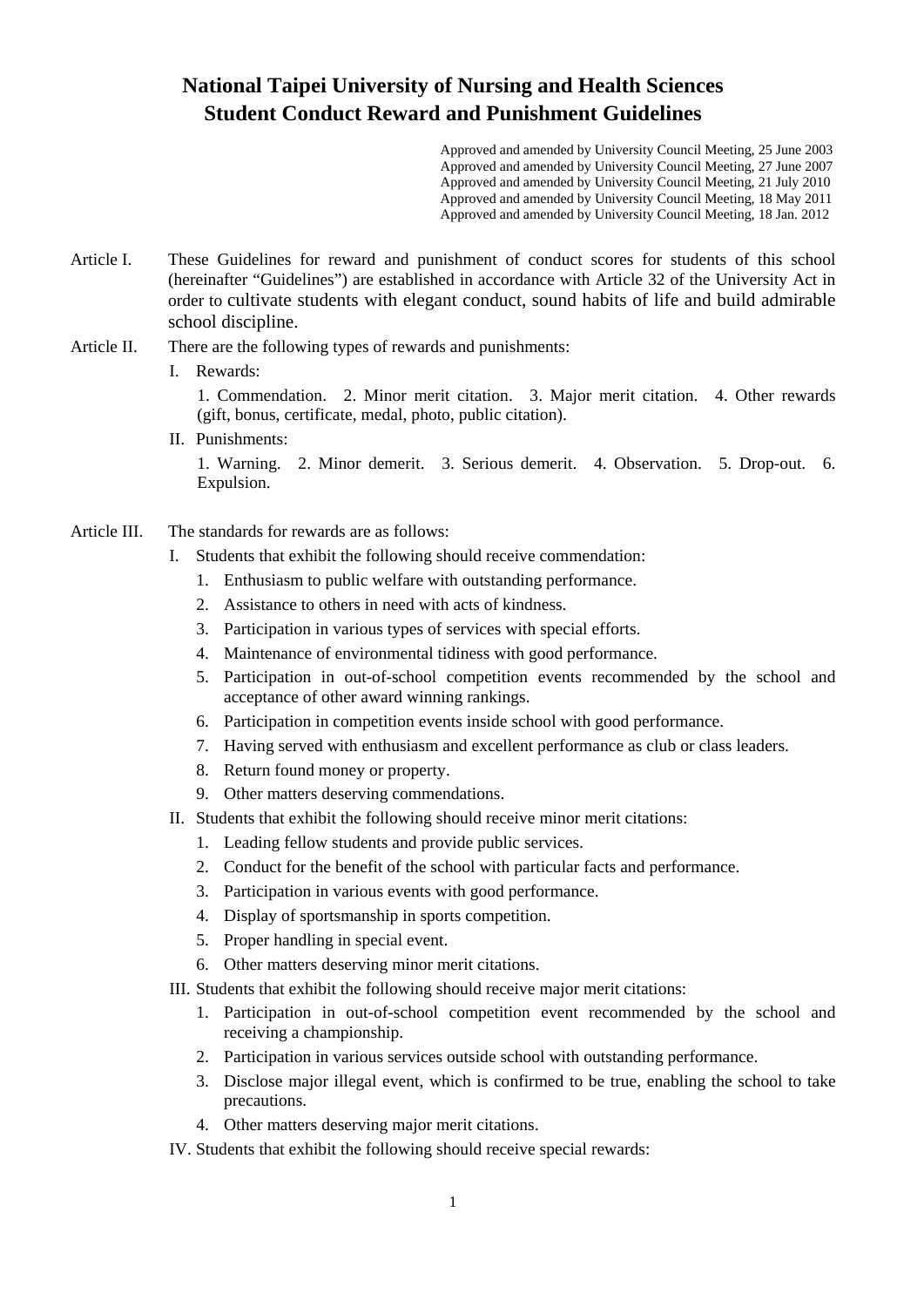# National Taipei University of Nursing and Health Sciences
# Student Conduct Reward and Punishment Guidelines

Approved and amended by University Council Meeting, 25 June 2003
Approved and amended by University Council Meeting, 27 June 2007
Approved and amended by University Council Meeting, 21 July 2010
Approved and amended by University Council Meeting, 18 May 2011
Approved and amended by University Council Meeting, 18 Jan. 2012

Article I. These Guidelines for reward and punishment of conduct scores for students of this school (hereinafter "Guidelines") are established in accordance with Article 32 of the University Act in order to cultivate students with elegant conduct, sound habits of life and build admirable school discipline.

Article II. There are the following types of rewards and punishments:

I. Rewards:

1. Commendation. 2. Minor merit citation. 3. Major merit citation. 4. Other rewards (gift, bonus, certificate, medal, photo, public citation).

II. Punishments:

1. Warning. 2. Minor demerit. 3. Serious demerit. 4. Observation. 5. Drop-out. 6. Expulsion.

Article III. The standards for rewards are as follows:

I. Students that exhibit the following should receive commendation:

1. Enthusiasm to public welfare with outstanding performance.
2. Assistance to others in need with acts of kindness.
3. Participation in various types of services with special efforts.
4. Maintenance of environmental tidiness with good performance.
5. Participation in out-of-school competition events recommended by the school and acceptance of other award winning rankings.
6. Participation in competition events inside school with good performance.
7. Having served with enthusiasm and excellent performance as club or class leaders.
8. Return found money or property.
9. Other matters deserving commendations.

II. Students that exhibit the following should receive minor merit citations:

1. Leading fellow students and provide public services.
2. Conduct for the benefit of the school with particular facts and performance.
3. Participation in various events with good performance.
4. Display of sportsmanship in sports competition.
5. Proper handling in special event.
6. Other matters deserving minor merit citations.

III. Students that exhibit the following should receive major merit citations:

1. Participation in out-of-school competition event recommended by the school and receiving a championship.
2. Participation in various services outside school with outstanding performance.
3. Disclose major illegal event, which is confirmed to be true, enabling the school to take precautions.
4. Other matters deserving major merit citations.

IV. Students that exhibit the following should receive special rewards: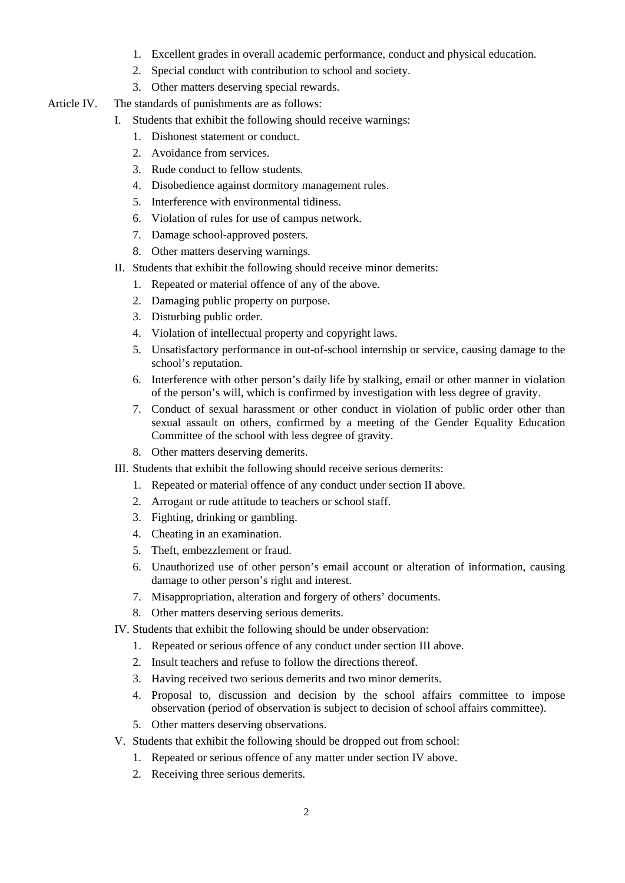1. Excellent grades in overall academic performance, conduct and physical education.
2. Special conduct with contribution to school and society.
3. Other matters deserving special rewards.

Article IV. The standards of punishments are as follows:

I. Students that exhibit the following should receive warnings:
   1. Dishonest statement or conduct.
   2. Avoidance from services.
   3. Rude conduct to fellow students.
   4. Disobedience against dormitory management rules.
   5. Interference with environmental tidiness.
   6. Violation of rules for use of campus network.
   7. Damage school-approved posters.
   8. Other matters deserving warnings.

II. Students that exhibit the following should receive minor demerits:
   1. Repeated or material offence of any of the above.
   2. Damaging public property on purpose.
   3. Disturbing public order.
   4. Violation of intellectual property and copyright laws.
   5. Unsatisfactory performance in out-of-school internship or service, causing damage to the school's reputation.
   6. Interference with other person's daily life by stalking, email or other manner in violation of the person's will, which is confirmed by investigation with less degree of gravity.
   7. Conduct of sexual harassment or other conduct in violation of public order other than sexual assault on others, confirmed by a meeting of the Gender Equality Education Committee of the school with less degree of gravity.
   8. Other matters deserving demerits.

III. Students that exhibit the following should receive serious demerits:
   1. Repeated or material offence of any conduct under section II above.
   2. Arrogant or rude attitude to teachers or school staff.
   3. Fighting, drinking or gambling.
   4. Cheating in an examination.
   5. Theft, embezzlement or fraud.
   6. Unauthorized use of other person's email account or alteration of information, causing damage to other person's right and interest.
   7. Misappropriation, alteration and forgery of others' documents.
   8. Other matters deserving serious demerits.

IV. Students that exhibit the following should be under observation:
   1. Repeated or serious offence of any conduct under section III above.
   2. Insult teachers and refuse to follow the directions thereof.
   3. Having received two serious demerits and two minor demerits.
   4. Proposal to, discussion and decision by the school affairs committee to impose observation (period of observation is subject to decision of school affairs committee).
   5. Other matters deserving observations.

V. Students that exhibit the following should be dropped out from school:
   1. Repeated or serious offence of any matter under section IV above.
   2. Receiving three serious demerits.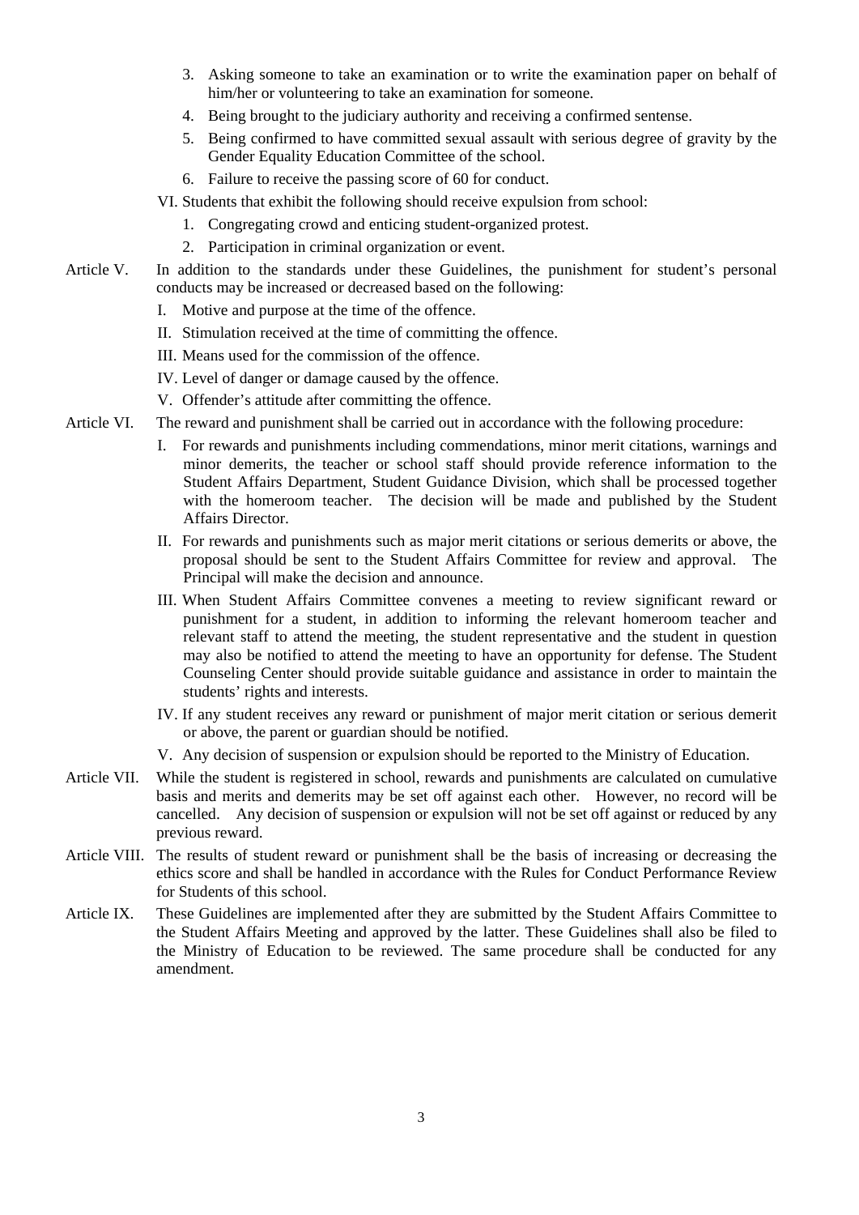3. Asking someone to take an examination or to write the examination paper on behalf of him/her or volunteering to take an examination for someone.
4. Being brought to the judiciary authority and receiving a confirmed sentense.
5. Being confirmed to have committed sexual assault with serious degree of gravity by the Gender Equality Education Committee of the school.
6. Failure to receive the passing score of 60 for conduct.

VI. Students that exhibit the following should receive expulsion from school:

1. Congregating crowd and enticing student-organized protest.
2. Participation in criminal organization or event.

Article V. In addition to the standards under these Guidelines, the punishment for student's personal conducts may be increased or decreased based on the following:

I. Motive and purpose at the time of the offence.

II. Stimulation received at the time of committing the offence.

III. Means used for the commission of the offence.

IV. Level of danger or damage caused by the offence.

V. Offender's attitude after committing the offence.

Article VI. The reward and punishment shall be carried out in accordance with the following procedure:

I. For rewards and punishments including commendations, minor merit citations, warnings and minor demerits, the teacher or school staff should provide reference information to the Student Affairs Department, Student Guidance Division, which shall be processed together with the homeroom teacher. The decision will be made and published by the Student Affairs Director.

II. For rewards and punishments such as major merit citations or serious demerits or above, the proposal should be sent to the Student Affairs Committee for review and approval. The Principal will make the decision and announce.

III. When Student Affairs Committee convenes a meeting to review significant reward or punishment for a student, in addition to informing the relevant homeroom teacher and relevant staff to attend the meeting, the student representative and the student in question may also be notified to attend the meeting to have an opportunity for defense. The Student Counseling Center should provide suitable guidance and assistance in order to maintain the students' rights and interests.

IV. If any student receives any reward or punishment of major merit citation or serious demerit or above, the parent or guardian should be notified.

V. Any decision of suspension or expulsion should be reported to the Ministry of Education.

Article VII. While the student is registered in school, rewards and punishments are calculated on cumulative basis and merits and demerits may be set off against each other. However, no record will be cancelled. Any decision of suspension or expulsion will not be set off against or reduced by any previous reward.

Article VIII. The results of student reward or punishment shall be the basis of increasing or decreasing the ethics score and shall be handled in accordance with the Rules for Conduct Performance Review for Students of this school.

Article IX. These Guidelines are implemented after they are submitted by the Student Affairs Committee to the Student Affairs Meeting and approved by the latter. These Guidelines shall also be filed to the Ministry of Education to be reviewed. The same procedure shall be conducted for any amendment.